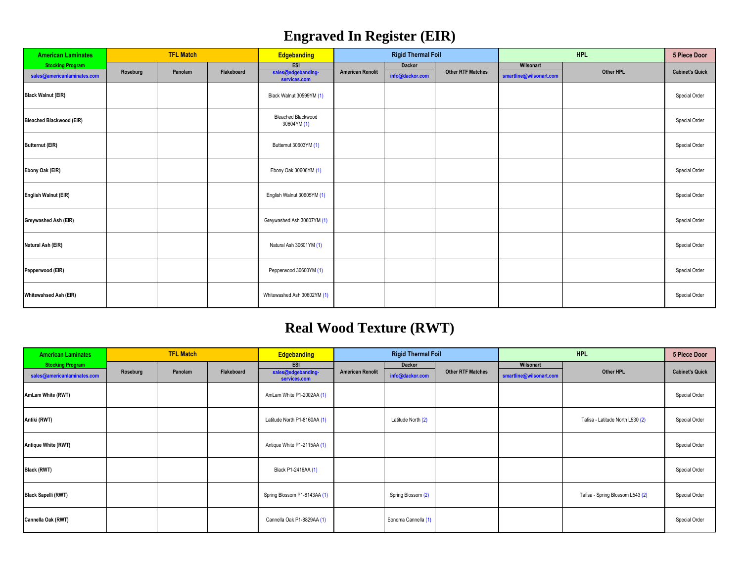# Engraved In Register (EIR)

| American Laminates | TFL Match | | | Edgebanding | Rigid Thermal Foil | | | HPL | | 5 Piece Door |
|---|---|---|---|---|---|---|---|---|---|---|
| Stocking Program sales@americanlaminates.com | Roseburg | Panolam | Flakeboard | ESI sales@edgebanding-services.com | American Renolit | Dackor info@dackor.com | Other RTF Matches | Wilsonart smartline@wilsonart.com | Other HPL | Cabinet's Quick |
| Black Walnut (EIR) | | | | Black Walnut 30599YM (1) | | | | | | Special Order |
| Bleached Blackwood (EIR) | | | | Bleached Blackwood 30604YM (1) | | | | | | Special Order |
| Butternut (EIR) | | | | Butternut 30603YM (1) | | | | | | Special Order |
| Ebony Oak (EIR) | | | | Ebony Oak 30606YM (1) | | | | | | Special Order |
| English Walnut (EIR) | | | | English Walnut 30605YM (1) | | | | | | Special Order |
| Greywashed Ash (EIR) | | | | Greywashed Ash 30607YM (1) | | | | | | Special Order |
| Natural Ash (EIR) | | | | Natural Ash 30601YM (1) | | | | | | Special Order |
| Pepperwood (EIR) | | | | Pepperwood 30600YM (1) | | | | | | Special Order |
| Whitewahsed Ash (EIR) | | | | Whitewashed Ash 30602YM (1) | | | | | | Special Order |

# Real Wood Texture (RWT)

| American Laminates | TFL Match | | | Edgebanding | Rigid Thermal Foil | | | HPL | | 5 Piece Door |
|---|---|---|---|---|---|---|---|---|---|---|
| Stocking Program sales@americanlaminates.com | Roseburg | Panolam | Flakeboard | ESI sales@edgebanding-services.com | American Renolit | Dackor info@dackor.com | Other RTF Matches | Wilsonart smartline@wilsonart.com | Other HPL | Cabinet's Quick |
| AmLam White (RWT) | | | | AmLam White P1-2002AA (1) | | | | | | Special Order |
| Antiki (RWT) | | | | Latitude North P1-8160AA (1) | | Latitude North (2) | | | Tafisa - Latitude North L530 (2) | Special Order |
| Antique White (RWT) | | | | Antique White P1-2115AA (1) | | | | | | Special Order |
| Black (RWT) | | | | Black P1-2416AA (1) | | | | | | Special Order |
| Black Sapelli (RWT) | | | | Spring Blossom P1-8143AA (1) | | Spring Blossom (2) | | | Tafisa - Spring Blossom L543 (2) | Special Order |
| Cannella Oak (RWT) | | | | Cannella Oak P1-8829AA (1) | | Sonoma Cannella (1) | | | | Special Order |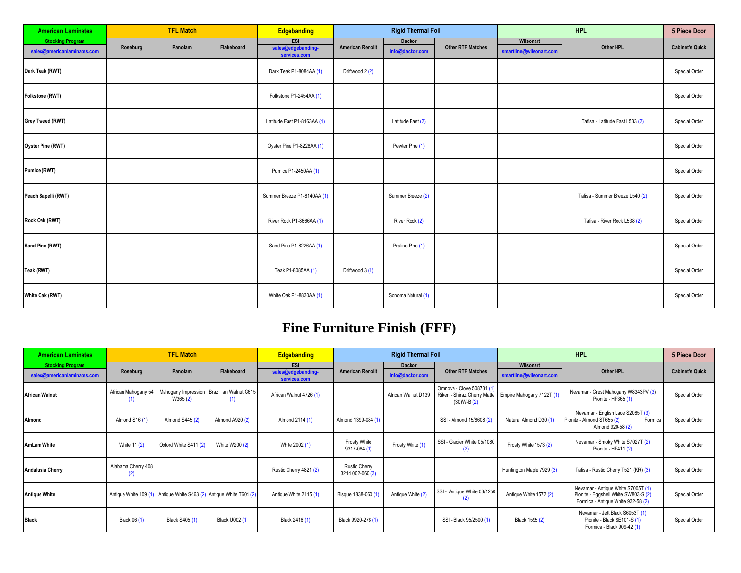| American Laminates | TFL Match | | | Edgebanding | Rigid Thermal Foil | | | HPL | | 5 Piece Door |
|---|---|---|---|---|---|---|---|---|---|---|
| Stocking Program sales@americanlaminates.com | Roseburg | Panolam | Flakeboard | ESI sales@edgebanding-services.com | American Renolit | Dackor info@dackor.com | Other RTF Matches | Wilsonart smartline@wilsonart.com | Other HPL | Cabinet's Quick |
| **Dark Teak (RWT)** | | | | Dark Teak P1-8084AA (1) | Driftwood 2 (2) | | | | | Special Order |
| **Folkstone (RWT)** | | | | Folkstone P1-2454AA (1) | | | | | | Special Order |
| **Grey Tweed (RWT)** | | | | Latitude East P1-8163AA (1) | | Latitude East (2) | | | Tafisa - Latitude East L533 (2) | Special Order |
| **Oyster Pine (RWT)** | | | | Oyster Pine P1-8228AA (1) | | Pewter Pine (1) | | | | Special Order |
| **Pumice (RWT)** | | | | Pumice P1-2450AA (1) | | | | | | Special Order |
| **Peach Sapelli (RWT)** | | | | Summer Breeze P1-8140AA (1) | | Summer Breeze (2) | | | Tafisa - Summer Breeze L540 (2) | Special Order |
| **Rock Oak (RWT)** | | | | River Rock P1-8666AA (1) | | River Rock (2) | | | Tafisa - River Rock L538 (2) | Special Order |
| **Sand Pine (RWT)** | | | | Sand Pine P1-8226AA (1) | | Praline Pine (1) | | | | Special Order |
| **Teak (RWT)** | | | | Teak P1-8085AA (1) | Driftwood 3 (1) | | | | | Special Order |
| **White Oak (RWT)** | | | | White Oak P1-8830AA (1) | | Sonoma Natural (1) | | | | Special Order |

# Fine Furniture Finish (FFF)

| American Laminates | TFL Match | | | Edgebanding | Rigid Thermal Foil | | | HPL | | 5 Piece Door |
|---|---|---|---|---|---|---|---|---|---|---|
| Stocking Program sales@americanlaminates.com | Roseburg | Panolam | Flakeboard | ESI sales@edgebanding-services.com | American Renolit | Dackor info@dackor.com | Other RTF Matches | Wilsonart smartline@wilsonart.com | Other HPL | Cabinet's Quick |
| **African Walnut** | African Mahogany 54 (1) | Mahogany Impression W365 (2) | Brazillian Walnut G615 (1) | African Walnut 4726 (1) | | African Walnut D139 | Omnova - Clove 508731 (1) Riken - Shiraz Cherry Matte (30)W-B (2) | Empire Mahogany 7122T (1) | Nevamar - Crest Mahogany W8343PV (3) Pionite - HP365 (1) | Special Order |
| **Almond** | Almond S16 (1) | Almond S445 (2) | Almond A920 (2) | Almond 2114 (1) | Almond 1399-084 (1) | | SSI - Almond 15/8608 (2) | Natural Almond D30 (1) | Nevamar - English Lace S2085T (3) Pionite - Almond ST655 (2) Formica Almond 920-58 (2) | Special Order |
| **AmLam White** | White 11 (2) | Oxford White S411 (2) | White W200 (2) | White 2002 (1) | Frosty White 9317-084 (1) | Frosty White (1) | SSI - Glacier White 05/1080 (2) | Frosty White 1573 (2) | Nevamar - Smoky White S7027T (2) Pionite - HP411 (2) | Special Order |
| **Andalusia Cherry** | Alabama Cherry 408 (2) | | | Rustic Cherry 4821 (2) | Rustic Cherry 3214 002-060 (3) | | | Huntington Maple 7929 (3) | Tafisa - Rustic Cherry T521 (KR) (3) | Special Order |
| **Antique White** | Antique White 109 (1) | Antique White S463 (2) | Antique White T604 (2) | Antique White 2115 (1) | Bisque 1838-060 (1) | Antique White (2) | SSI - Antique White 03/1250 (2) | Antique White 1572 (2) | Nevamar - Antique White S7005T (1) Pionite - Eggshell White SW803-S (2) Formica - Antique White 932-58 (2) | Special Order |
| **Black** | Black 06 (1) | Black S405 (1) | Black U002 (1) | Black 2416 (1) | Black 9920-278 (1) | | SSI - Black 95/2500 (1) | Black 1595 (2) | Nevamar - Jett Black S6053T (1) Pionite - Black SE101-S (1) Formica - Black 909-42 (1) | Special Order |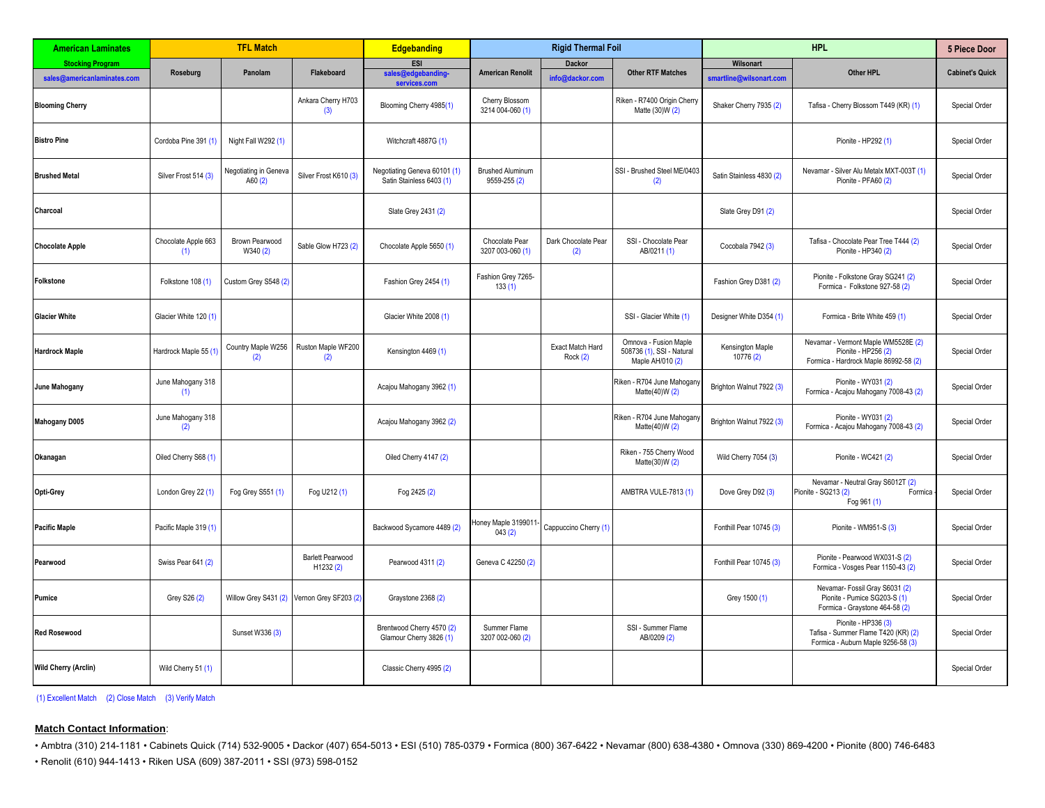| American Laminates | TFL Match | | | Edgebanding | Rigid Thermal Foil | | | HPL | | 5 Piece Door |
|---|---|---|---|---|---|---|---|---|---|---|
| Stocking Program | Roseburg | Panolam | Flakeboard | ESI | American Renolit | Dackor | Other RTF Matches | Wilsonart | Other HPL | Cabinet's Quick |
| sales@americanlaminates.com | | | | sales@edgebanding-services.com | | info@dackor.com | | smartline@wilsonart.com | | |
| **Blooming Cherry** | | | Ankara Cherry H703 (3) | Blooming Cherry 4985(1) | Cherry Blossom 3214 004-060 (1) | | Riken - R7400 Origin Cherry Matte (30)W (2) | Shaker Cherry 7935 (2) | Tafisa - Cherry Blossom T449 (KR) (1) | Special Order |
| **Bistro Pine** | Cordoba Pine 391 (1) | Night Fall W292 (1) | | Witchcraft 4887G (1) | | | | | Pionite - HP292 (1) | Special Order |
| **Brushed Metal** | Silver Frost 514 (3) | Negotiating in Geneva A60 (2) | Silver Frost K610 (3) | Negotiating Geneva 60101 (1) Satin Stainless 6403 (1) | Brushed Aluminum 9559-255 (2) | | SSI - Brushed Steel ME/0403 (2) | Satin Stainless 4830 (2) | Nevamar - Silver Alu Metalx MXT-003T (1) Pionite - PFA60 (2) | Special Order |
| **Charcoal** | | | | Slate Grey 2431 (2) | | | | Slate Grey D91 (2) | | Special Order |
| **Chocolate Apple** | Chocolate Apple 663 (1) | Brown Pearwood W340 (2) | Sable Glow H723 (2) | Chocolate Apple 5650 (1) | Chocolate Pear 3207 003-060 (1) | Dark Chocolate Pear (2) | SSI - Chocolate Pear AB/0211 (1) | Cocobala 7942 (3) | Tafisa - Chocolate Pear Tree T444 (2) Pionite - HP340 (2) | Special Order |
| **Folkstone** | Folkstone 108 (1) | Custom Grey S548 (2) | | Fashion Grey 2454 (1) | Fashion Grey 7265-133 (1) | | | Fashion Grey D381 (2) | Pionite - Folkstone Gray SG241 (2) Formica - Folkstone 927-58 (2) | Special Order |
| **Glacier White** | Glacier White 120 (1) | | | Glacier White 2008 (1) | | | SSI - Glacier White (1) | Designer White D354 (1) | Formica - Brite White 459 (1) | Special Order |
| **Hardrock Maple** | Hardrock Maple 55 (1) | Country Maple W256 (2) | Ruston Maple WF200 (2) | Kensington 4469 (1) | | Exact Match Hard Rock (2) | Omnova - Fusion Maple 508736 (1), SSI - Natural Maple AH/010 (2) | Kensington Maple 10776 (2) | Nevamar - Vermont Maple WM5528E (2) Pionite - HP256 (2) Formica - Hardrock Maple 86992-58 (2) | Special Order |
| **June Mahogany** | June Mahogany 318 (1) | | | Acajou Mahogany 3962 (1) | | | Riken - R704 June Mahogany Matte(40)W (2) | Brighton Walnut 7922 (3) | Pionite - WY031 (2) Formica - Acajou Mahogany 7008-43 (2) | Special Order |
| **Mahogany D005** | June Mahogany 318 (2) | | | Acajou Mahogany 3962 (2) | | | Riken - R704 June Mahogany Matte(40)W (2) | Brighton Walnut 7922 (3) | Pionite - WY031 (2) Formica - Acajou Mahogany 7008-43 (2) | Special Order |
| **Okanagan** | Oiled Cherry S68 (1) | | | Oiled Cherry 4147 (2) | | | Riken - 755 Cherry Wood Matte(30)W (2) | Wild Cherry 7054 (3) | Pionite - WC421 (2) | Special Order |
| **Opti-Grey** | London Grey 22 (1) | Fog Grey S551 (1) | Fog U212 (1) | Fog 2425 (2) | | | AMBTRA VULE-7813 (1) | Dove Grey D92 (3) | Nevamar - Neutral Gray S6012T (2) Pionite - SG213 (2) Formica - Fog 961 (1) | Special Order |
| **Pacific Maple** | Pacific Maple 319 (1) | | | Backwood Sycamore 4489 (2) | Honey Maple 3199011-043 (2) | Cappuccino Cherry (1) | | Fonthill Pear 10745 (3) | Pionite - WM951-S (3) | Special Order |
| **Pearwood** | Swiss Pear 641 (2) | | Barlett Pearwood H1232 (2) | Pearwood 4311 (2) | Geneva C 42250 (2) | | | Fonthill Pear 10745 (3) | Pionite - Pearwood WX031-S (2) Formica - Vosges Pear 1150-43 (2) | Special Order |
| **Pumice** | Grey S26 (2) | Willow Grey S431 (2) | Vernon Grey SF203 (2) | Graystone 2368 (2) | | | | Grey 1500 (1) | Nevamar- Fossil Gray S6031 (2) Pionite - Pumice SG203-S (1) Formica - Graystone 464-58 (2) | Special Order |
| **Red Rosewood** | | Sunset W336 (3) | | Brentwood Cherry 4570 (2) Glamour Cherry 3826 (1) | Summer Flame 3207 002-060 (2) | | SSI - Summer Flame AB/0209 (2) | | Pionite - HP336 (3) Tafisa - Summer Flame T420 (KR) (2) Formica - Auburn Maple 9256-58 (3) | Special Order |
| **Wild Cherry (Arclin)** | Wild Cherry 51 (1) | | | Classic Cherry 4995 (2) | | | | | | Special Order |

(1) Excellent Match (2) Close Match (3) Verify Match

**Match Contact Information**:

• Ambtra (310) 214-1181 • Cabinets Quick (714) 532-9005 • Dackor (407) 654-5013 • ESI (510) 785-0379 • Formica (800) 367-6422 • Nevamar (800) 638-4380 • Omnova (330) 869-4200 • Pionite (800) 746-6483

• Renolit (610) 944-1413 • Riken USA (609) 387-2011 • SSI (973) 598-0152